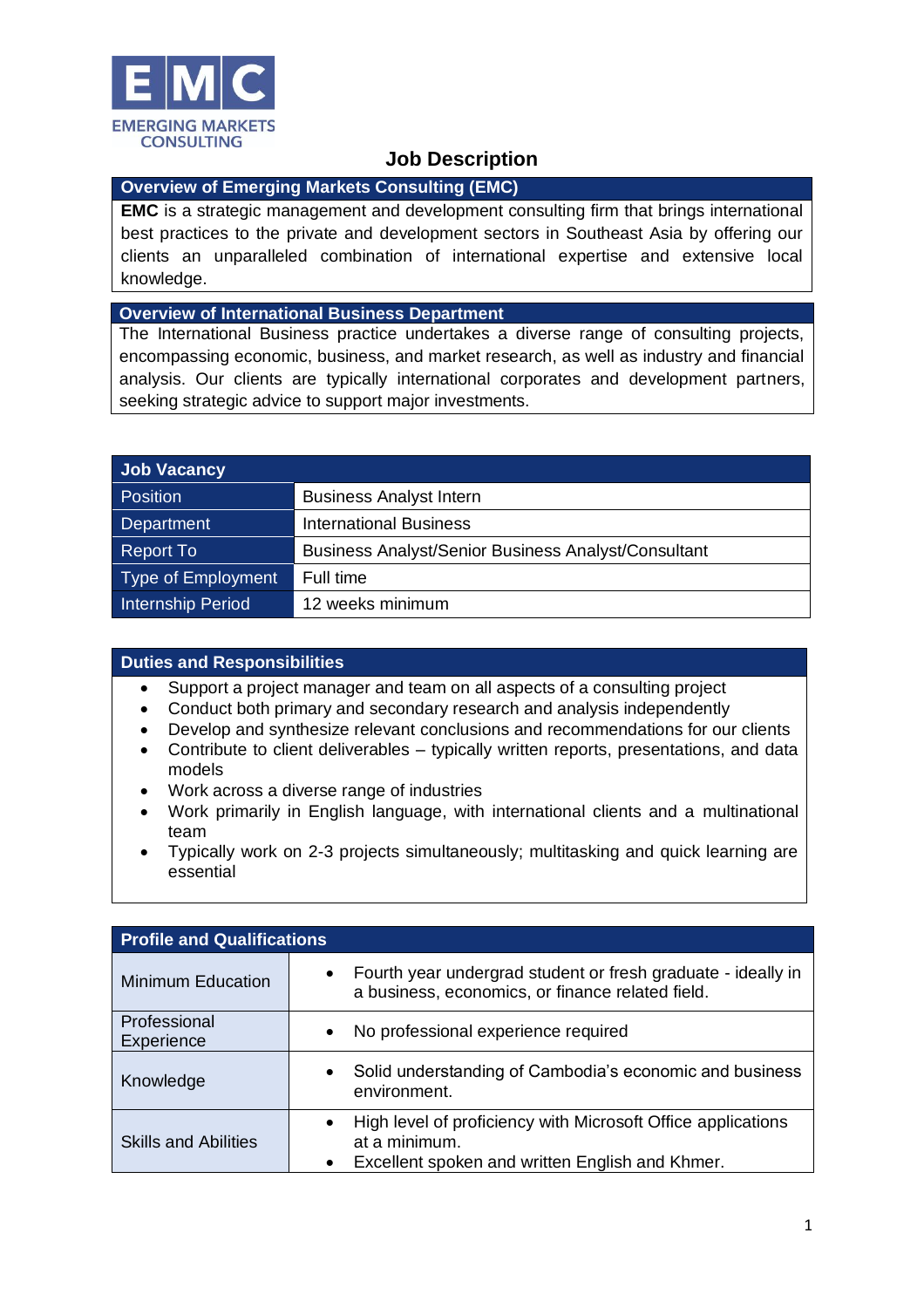EMC

EMERGING MARKETS CONSULTING

# Job Description

## Overview of Emerging Markets Consulting (EMC)

**EMC** is a strategic management and development consulting firm that brings international best practices to the private and development sectors in Southeast Asia by offering our clients an unparalleled combination of international expertise and extensive local knowledge.

## Overview of International Business Department

The International Business practice undertakes a diverse range of consulting projects, encompassing economic, business, and market research, as well as industry and financial analysis. Our clients are typically international corporates and development partners, seeking strategic advice to support major investments.

| Job Vacancy | |
|---|---|
| Position | Business Analyst Intern |
| Department | International Business |
| Report To | Business Analyst/Senior Business Analyst/Consultant |
| Type of Employment | Full time |
| Internship Period | 12 weeks minimum |

## Duties and Responsibilities

- Support a project manager and team on all aspects of a consulting project
- Conduct both primary and secondary research and analysis independently
- Develop and synthesize relevant conclusions and recommendations for our clients
- Contribute to client deliverables – typically written reports, presentations, and data models
- Work across a diverse range of industries
- Work primarily in English language, with international clients and a multinational team
- Typically work on 2-3 projects simultaneously; multitasking and quick learning are essential

| Profile and Qualifications | |
|---|---|
| Minimum Education | • Fourth year undergrad student or fresh graduate - ideally in a business, economics, or finance related field. |
| Professional Experience | • No professional experience required |
| Knowledge | • Solid understanding of Cambodia's economic and business environment. |
| Skills and Abilities | • High level of proficiency with Microsoft Office applications at a minimum.<br>• Excellent spoken and written English and Khmer. |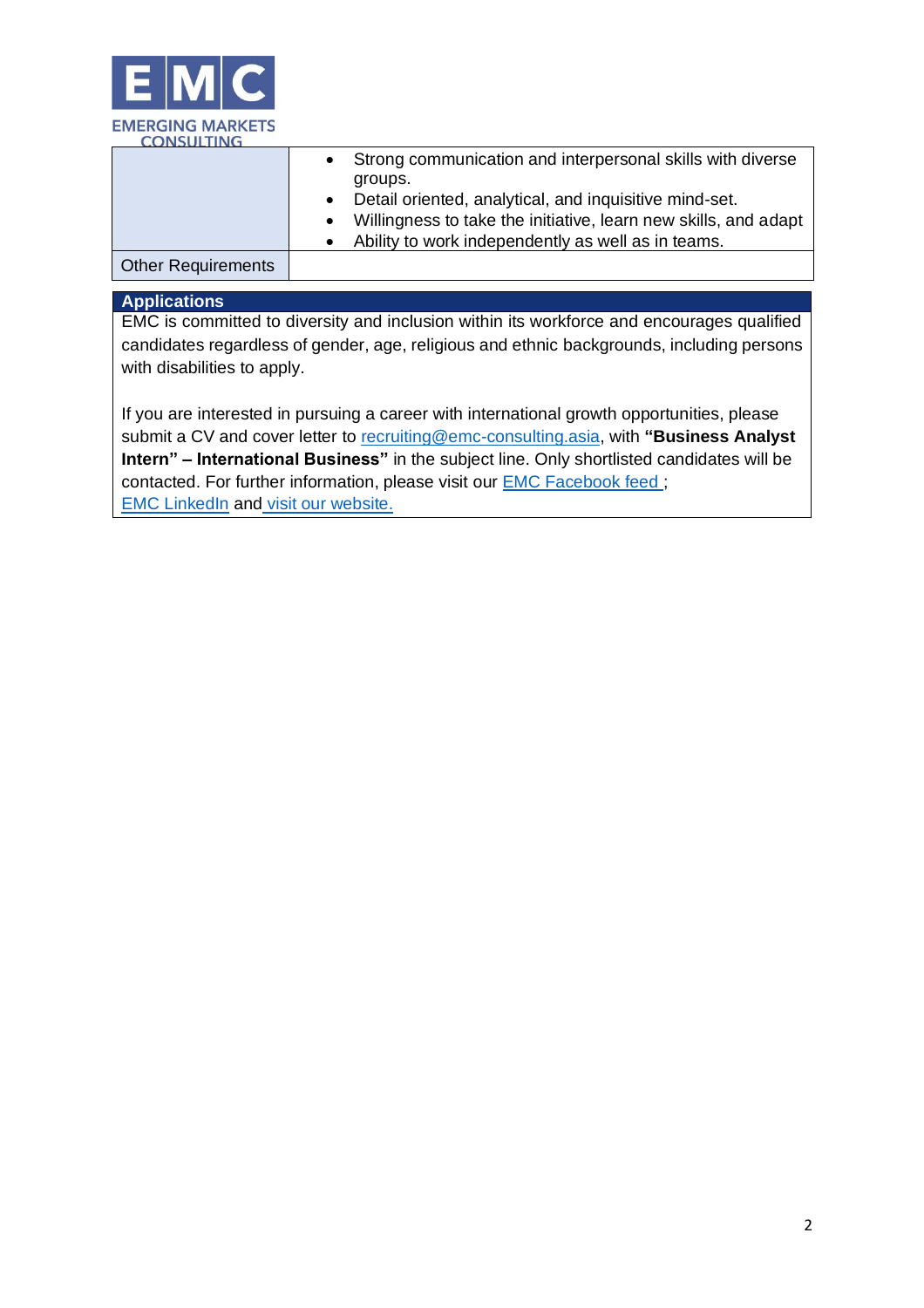| | |
|---|---|
| | • Strong communication and interpersonal skills with diverse groups.<br>• Detail oriented, analytical, and inquisitive mind-set.<br>• Willingness to take the initiative, learn new skills, and adapt<br>• Ability to work independently as well as in teams. |
| Other Requirements | |

## Applications

EMC is committed to diversity and inclusion within its workforce and encourages qualified candidates regardless of gender, age, religious and ethnic backgrounds, including persons with disabilities to apply.

If you are interested in pursuing a career with international growth opportunities, please submit a CV and cover letter to recruiting@emc-consulting.asia, with **"Business Analyst Intern" – International Business"** in the subject line. Only shortlisted candidates will be contacted. For further information, please visit our EMC Facebook feed ; EMC LinkedIn and visit our website.